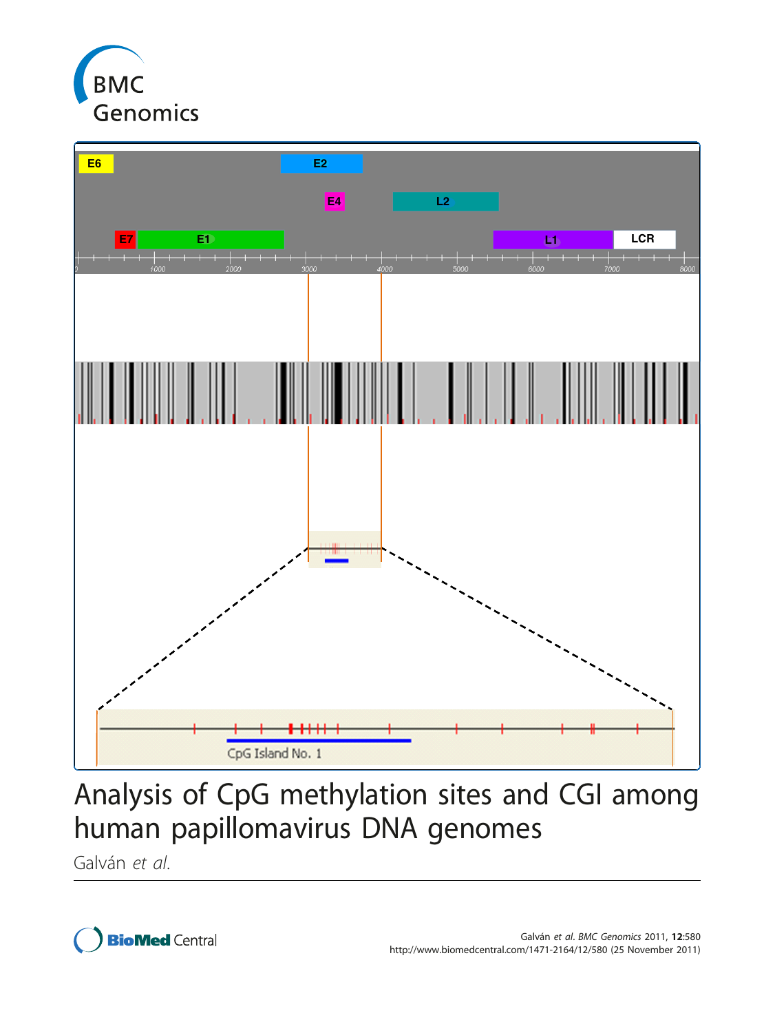# Analysis of CpG methylation sites and CGI among human papillomavirus DNA genomes

Galván *et al.*

Galván *et al. BMC Genomics* 2011, **12**:580
http://www.biomedcentral.com/1471-2164/12/580 (25 November 2011)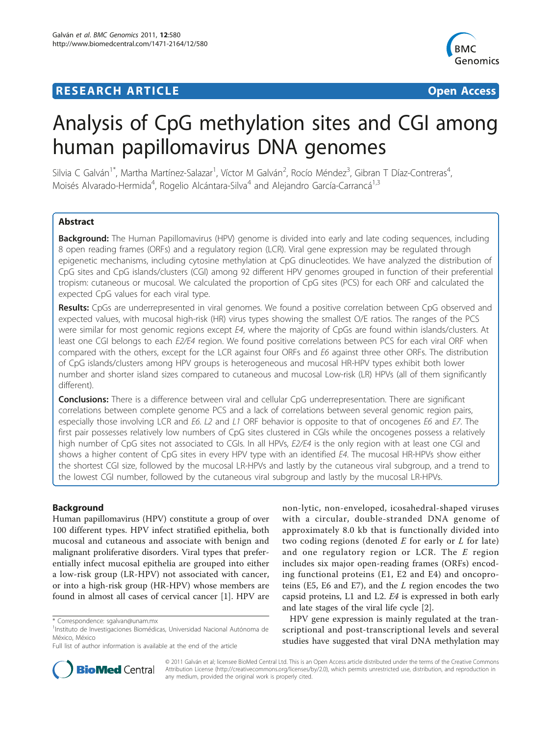# Analysis of CpG methylation sites and CGI among human papillomavirus DNA genomes

Silvia C Galván[1*], Martha Martínez-Salazar[1], Víctor M Galván[2], Rocío Méndez[3], Gibran T Díaz-Contreras[4], Moisés Alvarado-Hermida[4], Rogelio Alcántara-Silva[4] and Alejandro García-Carrancá[1,3]

## Abstract

**Background:** The Human Papillomavirus (HPV) genome is divided into early and late coding sequences, including 8 open reading frames (ORFs) and a regulatory region (LCR). Viral gene expression may be regulated through epigenetic mechanisms, including cytosine methylation at CpG dinucleotides. We have analyzed the distribution of CpG sites and CpG islands/clusters (CGI) among 92 different HPV genomes grouped in function of their preferential tropism: cutaneous or mucosal. We calculated the proportion of CpG sites (PCS) for each ORF and calculated the expected CpG values for each viral type.

**Results:** CpGs are underrepresented in viral genomes. We found a positive correlation between CpG observed and expected values, with mucosal high-risk (HR) virus types showing the smallest O/E ratios. The ranges of the PCS were similar for most genomic regions except *E4*, where the majority of CpGs are found within islands/clusters. At least one CGI belongs to each *E2/E4* region. We found positive correlations between PCS for each viral ORF when compared with the others, except for the LCR against four ORFs and *E6* against three other ORFs. The distribution of CpG islands/clusters among HPV groups is heterogeneous and mucosal HR-HPV types exhibit both lower number and shorter island sizes compared to cutaneous and mucosal Low-risk (LR) HPVs (all of them significantly different).

**Conclusions:** There is a difference between viral and cellular CpG underrepresentation. There are significant correlations between complete genome PCS and a lack of correlations between several genomic region pairs, especially those involving LCR and *E6*. *L2* and *L1* ORF behavior is opposite to that of oncogenes *E6* and *E7*. The first pair possesses relatively low numbers of CpG sites clustered in CGIs while the oncogenes possess a relatively high number of CpG sites not associated to CGIs. In all HPVs, *E2/E4* is the only region with at least one CGI and shows a higher content of CpG sites in every HPV type with an identified *E4*. The mucosal HR-HPVs show either the shortest CGI size, followed by the mucosal LR-HPVs and lastly by the cutaneous viral subgroup, and a trend to the lowest CGI number, followed by the cutaneous viral subgroup and lastly by the mucosal LR-HPVs.

## Background

Human papillomavirus (HPV) constitute a group of over 100 different types. HPV infect stratified epithelia, both mucosal and cutaneous and associate with benign and malignant proliferative disorders. Viral types that preferentially infect mucosal epithelia are grouped into either a low-risk group (LR-HPV) not associated with cancer, or into a high-risk group (HR-HPV) whose members are found in almost all cases of cervical cancer [1]. HPV are non-lytic, non-enveloped, icosahedral-shaped viruses with a circular, double-stranded DNA genome of approximately 8.0 kb that is functionally divided into two coding regions (denoted *E* for early or *L* for late) and one regulatory region or LCR. The *E* region includes six major open-reading frames (ORFs) encoding functional proteins (E1, E2 and E4) and oncoproteins (E5, E6 and E7), and the *L* region encodes the two capsid proteins, L1 and L2. *E4* is expressed in both early and late stages of the viral life cycle [2].

HPV gene expression is mainly regulated at the transcriptional and post-transcriptional levels and several studies have suggested that viral DNA methylation may

\* Correspondence: sgalvan@unam.mx

[1]Instituto de Investigaciones Biomédicas, Universidad Nacional Autónoma de México, México

Full list of author information is available at the end of the article

© 2011 Galván et al; licensee BioMed Central Ltd. This is an Open Access article distributed under the terms of the Creative Commons Attribution License (http://creativecommons.org/licenses/by/2.0), which permits unrestricted use, distribution, and reproduction in any medium, provided the original work is properly cited.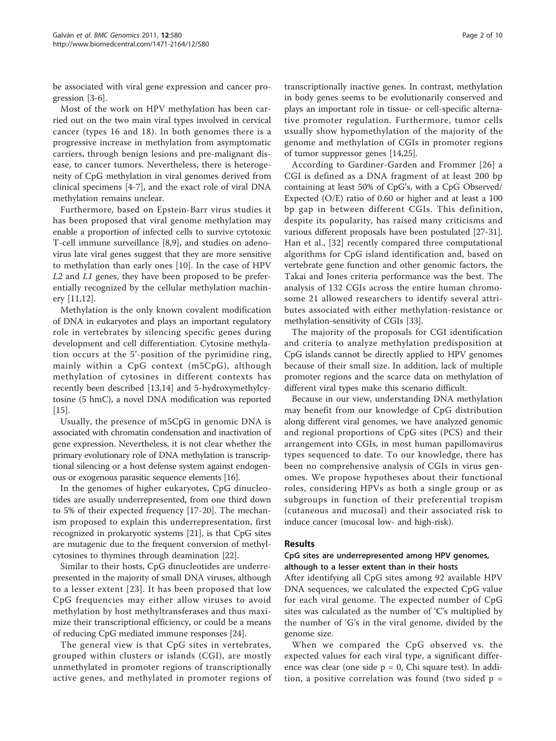be associated with viral gene expression and cancer progression [3-6].

Most of the work on HPV methylation has been carried out on the two main viral types involved in cervical cancer (types 16 and 18). In both genomes there is a progressive increase in methylation from asymptomatic carriers, through benign lesions and pre-malignant disease, to cancer tumors. Nevertheless, there is heterogeneity of CpG methylation in viral genomes derived from clinical specimens [4-7], and the exact role of viral DNA methylation remains unclear.

Furthermore, based on Epstein-Barr virus studies it has been proposed that viral genome methylation may enable a proportion of infected cells to survive cytotoxic T-cell immune surveillance [8,9], and studies on adenovirus late viral genes suggest that they are more sensitive to methylation than early ones [10]. In the case of HPV *L2* and *L1* genes, they have been proposed to be preferentially recognized by the cellular methylation machinery [11,12].

Methylation is the only known covalent modification of DNA in eukaryotes and plays an important regulatory role in vertebrates by silencing specific genes during development and cell differentiation. Cytosine methylation occurs at the 5'-position of the pyrimidine ring, mainly within a CpG context (m5CpG), although methylation of cytosines in different contexts has recently been described [13,14] and 5-hydroxymethylcytosine (5 hmC), a novel DNA modification was reported [15].

Usually, the presence of m5CpG in genomic DNA is associated with chromatin condensation and inactivation of gene expression. Nevertheless, it is not clear whether the primary evolutionary role of DNA methylation is transcriptional silencing or a host defense system against endogenous or exogenous parasitic sequence elements [16].

In the genomes of higher eukaryotes, CpG dinucleotides are usually underrepresented, from one third down to 5% of their expected frequency [17-20]. The mechanism proposed to explain this underrepresentation, first recognized in prokaryotic systems [21], is that CpG sites are mutagenic due to the frequent conversion of methylcytosines to thymines through deamination [22].

Similar to their hosts, CpG dinucleotides are underrepresented in the majority of small DNA viruses, although to a lesser extent [23]. It has been proposed that low CpG frequencies may either allow viruses to avoid methylation by host methyltransferases and thus maximize their transcriptional efficiency, or could be a means of reducing CpG mediated immune responses [24].

The general view is that CpG sites in vertebrates, grouped within clusters or islands (CGI), are mostly unmethylated in promoter regions of transcriptionally active genes, and methylated in promoter regions of transcriptionally inactive genes. In contrast, methylation in body genes seems to be evolutionarily conserved and plays an important role in tissue- or cell-specific alternative promoter regulation. Furthermore, tumor cells usually show hypomethylation of the majority of the genome and methylation of CGIs in promoter regions of tumor suppressor genes [14,25].

According to Gardiner-Garden and Frommer [26] a CGI is defined as a DNA fragment of at least 200 bp containing at least 50% of CpG's, with a CpG Observed/Expected (O/E) ratio of 0.60 or higher and at least a 100 bp gap in between different CGIs. This definition, despite its popularity, has raised many criticisms and various different proposals have been postulated [27-31]. Han et al., [32] recently compared three computational algorithms for CpG island identification and, based on vertebrate gene function and other genomic factors, the Takai and Jones criteria performance was the best. The analysis of 132 CGIs across the entire human chromosome 21 allowed researchers to identify several attributes associated with either methylation-resistance or methylation-sensitivity of CGIs [33].

The majority of the proposals for CGI identification and criteria to analyze methylation predisposition at CpG islands cannot be directly applied to HPV genomes because of their small size. In addition, lack of multiple promoter regions and the scarce data on methylation of different viral types make this scenario difficult.

Because in our view, understanding DNA methylation may benefit from our knowledge of CpG distribution along different viral genomes, we have analyzed genomic and regional proportions of CpG sites (PCS) and their arrangement into CGIs, in most human papillomavirus types sequenced to date. To our knowledge, there has been no comprehensive analysis of CGIs in virus genomes. We propose hypotheses about their functional roles, considering HPVs as both a single group or as subgroups in function of their preferential tropism (cutaneous and mucosal) and their associated risk to induce cancer (mucosal low- and high-risk).

## Results

### CpG sites are underrepresented among HPV genomes, although to a lesser extent than in their hosts

After identifying all CpG sites among 92 available HPV DNA sequences, we calculated the expected CpG value for each viral genome. The expected number of CpG sites was calculated as the number of 'C's multiplied by the number of 'G's in the viral genome, divided by the genome size.

When we compared the CpG observed vs. the expected values for each viral type, a significant difference was clear (one side $p = 0$, Chi square test). In addition, a positive correlation was found (two sided $p =$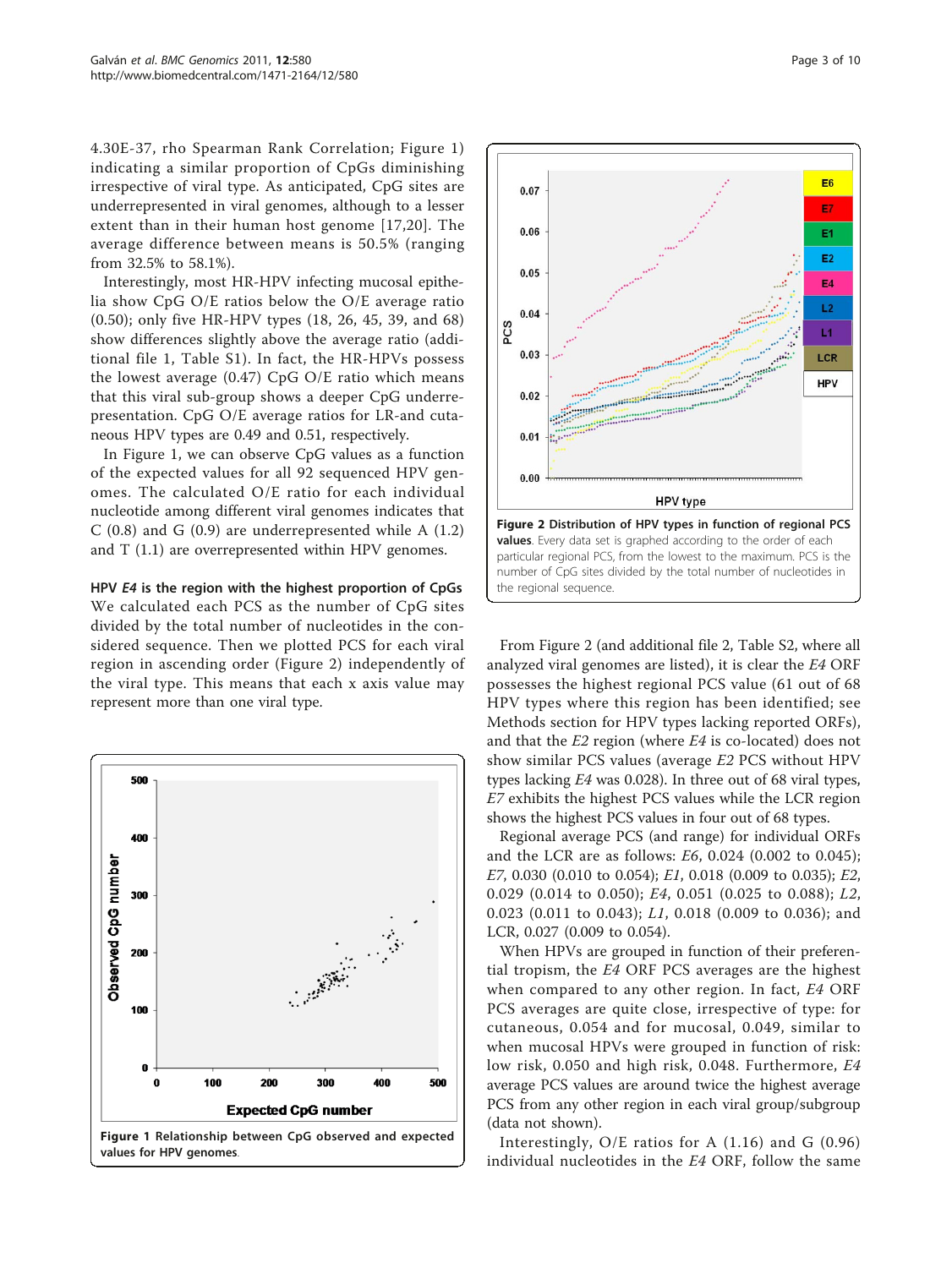4.30E-37, rho Spearman Rank Correlation; Figure 1) indicating a similar proportion of CpGs diminishing irrespective of viral type. As anticipated, CpG sites are underrepresented in viral genomes, although to a lesser extent than in their human host genome [17,20]. The average difference between means is 50.5% (ranging from 32.5% to 58.1%).

Interestingly, most HR-HPV infecting mucosal epithelia show CpG O/E ratios below the O/E average ratio (0.50); only five HR-HPV types (18, 26, 45, 39, and 68) show differences slightly above the average ratio (additional file 1, Table S1). In fact, the HR-HPVs possess the lowest average (0.47) CpG O/E ratio which means that this viral sub-group shows a deeper CpG underrepresentation. CpG O/E average ratios for LR-and cutaneous HPV types are 0.49 and 0.51, respectively.

In Figure 1, we can observe CpG values as a function of the expected values for all 92 sequenced HPV genomes. The calculated O/E ratio for each individual nucleotide among different viral genomes indicates that C (0.8) and G (0.9) are underrepresented while A (1.2) and T (1.1) are overrepresented within HPV genomes.

### HPV *E4* is the region with the highest proportion of CpGs

We calculated each PCS as the number of CpG sites divided by the total number of nucleotides in the considered sequence. Then we plotted PCS for each viral region in ascending order (Figure 2) independently of the viral type. This means that each x axis value may represent more than one viral type.

**Figure 1 Relationship between CpG observed and expected values for HPV genomes**.

**Figure 2 Distribution of HPV types in function of regional PCS values**. Every data set is graphed according to the order of each particular regional PCS, from the lowest to the maximum. PCS is the number of CpG sites divided by the total number of nucleotides in the regional sequence.

From Figure 2 (and additional file 2, Table S2, where all analyzed viral genomes are listed), it is clear the *E4* ORF possesses the highest regional PCS value (61 out of 68 HPV types where this region has been identified; see Methods section for HPV types lacking reported ORFs), and that the *E2* region (where *E4* is co-located) does not show similar PCS values (average *E2* PCS without HPV types lacking *E4* was 0.028). In three out of 68 viral types, *E7* exhibits the highest PCS values while the LCR region shows the highest PCS values in four out of 68 types.

Regional average PCS (and range) for individual ORFs and the LCR are as follows: *E6*, 0.024 (0.002 to 0.045); *E7*, 0.030 (0.010 to 0.054); *E1*, 0.018 (0.009 to 0.035); *E2*, 0.029 (0.014 to 0.050); *E4*, 0.051 (0.025 to 0.088); *L2*, 0.023 (0.011 to 0.043); *L1*, 0.018 (0.009 to 0.036); and LCR, 0.027 (0.009 to 0.054).

When HPVs are grouped in function of their preferential tropism, the *E4* ORF PCS averages are the highest when compared to any other region. In fact, *E4* ORF PCS averages are quite close, irrespective of type: for cutaneous, 0.054 and for mucosal, 0.049, similar to when mucosal HPVs were grouped in function of risk: low risk, 0.050 and high risk, 0.048. Furthermore, *E4* average PCS values are around twice the highest average PCS from any other region in each viral group/subgroup (data not shown).

Interestingly, O/E ratios for A (1.16) and G (0.96) individual nucleotides in the *E4* ORF, follow the same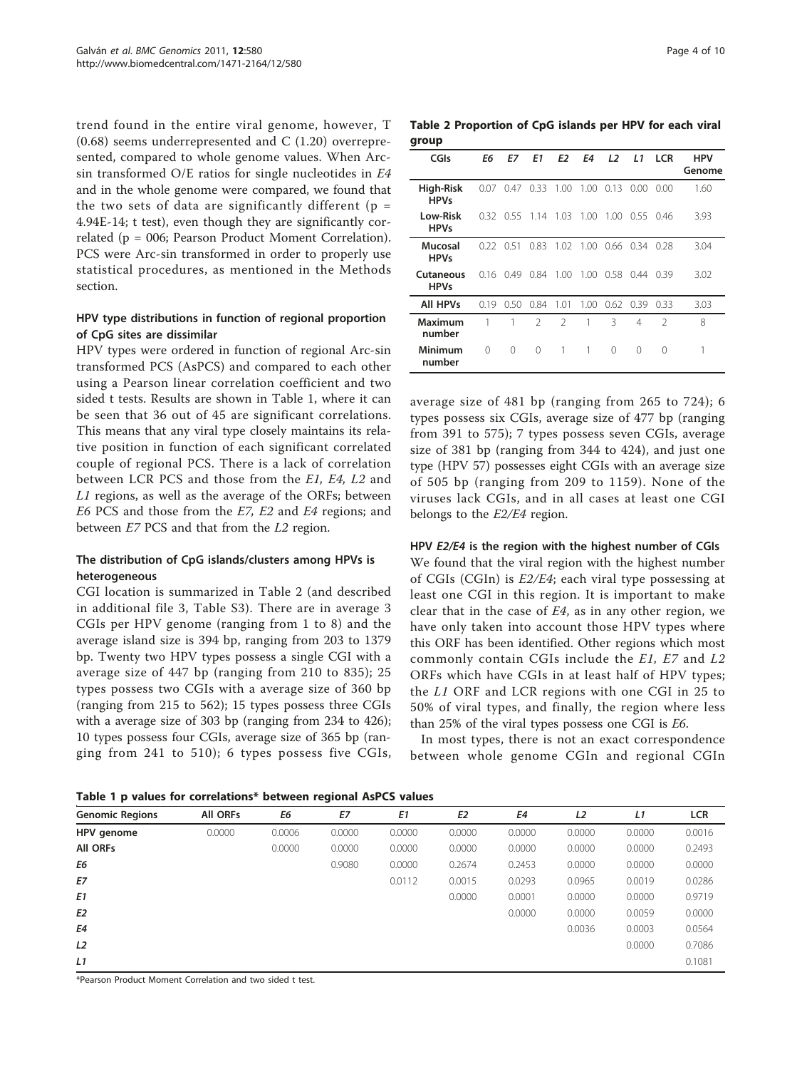trend found in the entire viral genome, however, T (0.68) seems underrepresented and C (1.20) overrepresented, compared to whole genome values. When Arc-sin transformed O/E ratios for single nucleotides in *E4* and in the whole genome were compared, we found that the two sets of data are significantly different ($p$ = 4.94E-14; t test), even though they are significantly correlated ($p$ = 006; Pearson Product Moment Correlation). PCS were Arc-sin transformed in order to properly use statistical procedures, as mentioned in the Methods section.

### HPV type distributions in function of regional proportion of CpG sites are dissimilar

HPV types were ordered in function of regional Arc-sin transformed PCS (AsPCS) and compared to each other using a Pearson linear correlation coefficient and two sided t tests. Results are shown in Table 1, where it can be seen that 36 out of 45 are significant correlations. This means that any viral type closely maintains its relative position in function of each significant correlated couple of regional PCS. There is a lack of correlation between LCR PCS and those from the *E1, E4, L2* and *L1* regions, as well as the average of the ORFs; between *E6* PCS and those from the *E7, E2* and *E4* regions; and between *E7* PCS and that from the *L2* region.

### The distribution of CpG islands/clusters among HPVs is heterogeneous

CGI location is summarized in Table 2 (and described in additional file 3, Table S3). There are in average 3 CGIs per HPV genome (ranging from 1 to 8) and the average island size is 394 bp, ranging from 203 to 1379 bp. Twenty two HPV types possess a single CGI with a average size of 447 bp (ranging from 210 to 835); 25 types possess two CGIs with a average size of 360 bp (ranging from 215 to 562); 15 types possess three CGIs with a average size of 303 bp (ranging from 234 to 426); 10 types possess four CGIs, average size of 365 bp (ranging from 241 to 510); 6 types possess five CGIs, average size of 481 bp (ranging from 265 to 724); 6 types possess six CGIs, average size of 477 bp (ranging from 391 to 575); 7 types possess seven CGIs, average size of 381 bp (ranging from 344 to 424), and just one type (HPV 57) possesses eight CGIs with an average size of 505 bp (ranging from 209 to 1159). None of the viruses lack CGIs, and in all cases at least one CGI belongs to the *E2/E4* region.

**Table 2 Proportion of CpG islands per HPV for each viral group**

| CGIs | *E6* | *E7* | *E1* | *E2* | *E4* | *L2* | *L1* | LCR | HPV Genome |
|---|---|---|---|---|---|---|---|---|---|
| **High-Risk HPVs** | 0.07 | 0.47 | 0.33 | 1.00 | 1.00 | 0.13 | 0.00 | 0.00 | 1.60 |
| **Low-Risk HPVs** | 0.32 | 0.55 | 1.14 | 1.03 | 1.00 | 1.00 | 0.55 | 0.46 | 3.93 |
| **Mucosal HPVs** | 0.22 | 0.51 | 0.83 | 1.02 | 1.00 | 0.66 | 0.34 | 0.28 | 3.04 |
| **Cutaneous HPVs** | 0.16 | 0.49 | 0.84 | 1.00 | 1.00 | 0.58 | 0.44 | 0.39 | 3.02 |
| **All HPVs** | 0.19 | 0.50 | 0.84 | 1.01 | 1.00 | 0.62 | 0.39 | 0.33 | 3.03 |
| **Maximum number** | 1 | 1 | 2 | 2 | 1 | 3 | 4 | 2 | 8 |
| **Minimum number** | 0 | 0 | 0 | 1 | 1 | 0 | 0 | 0 | 1 |

### HPV *E2/E4* is the region with the highest number of CGIs

We found that the viral region with the highest number of CGIs (CGIn) is *E2/E4*; each viral type possessing at least one CGI in this region. It is important to make clear that in the case of *E4*, as in any other region, we have only taken into account those HPV types where this ORF has been identified. Other regions which most commonly contain CGIs include the *E1, E7* and *L2* ORFs which have CGIs in at least half of HPV types; the *L1* ORF and LCR regions with one CGI in 25 to 50% of viral types, and finally, the region where less than 25% of the viral types possess one CGI is *E6*.

In most types, there is not an exact correspondence between whole genome CGIn and regional CGIn

**Table 1 p values for correlations* between regional AsPCS values**

| Genomic Regions | All ORFs | *E6* | *E7* | *E1* | *E2* | *E4* | *L2* | *L1* | LCR |
|---|---|---|---|---|---|---|---|---|---|
| **HPV genome** | 0.0000 | 0.0006 | 0.0000 | 0.0000 | 0.0000 | 0.0000 | 0.0000 | 0.0000 | 0.0016 |
| **All ORFs** | | 0.0000 | 0.0000 | 0.0000 | 0.0000 | 0.0000 | 0.0000 | 0.0000 | 0.2493 |
| ***E6*** | | | 0.9080 | 0.0000 | 0.2674 | 0.2453 | 0.0000 | 0.0000 | 0.0000 |
| ***E7*** | | | | 0.0112 | 0.0015 | 0.0293 | 0.0965 | 0.0019 | 0.0286 |
| ***E1*** | | | | | 0.0000 | 0.0001 | 0.0000 | 0.0000 | 0.9719 |
| ***E2*** | | | | | | 0.0000 | 0.0000 | 0.0059 | 0.0000 |
| ***E4*** | | | | | | | 0.0036 | 0.0003 | 0.0564 |
| ***L2*** | | | | | | | | 0.0000 | 0.7086 |
| ***L1*** | | | | | | | | | 0.1081 |

*Pearson Product Moment Correlation and two sided t test.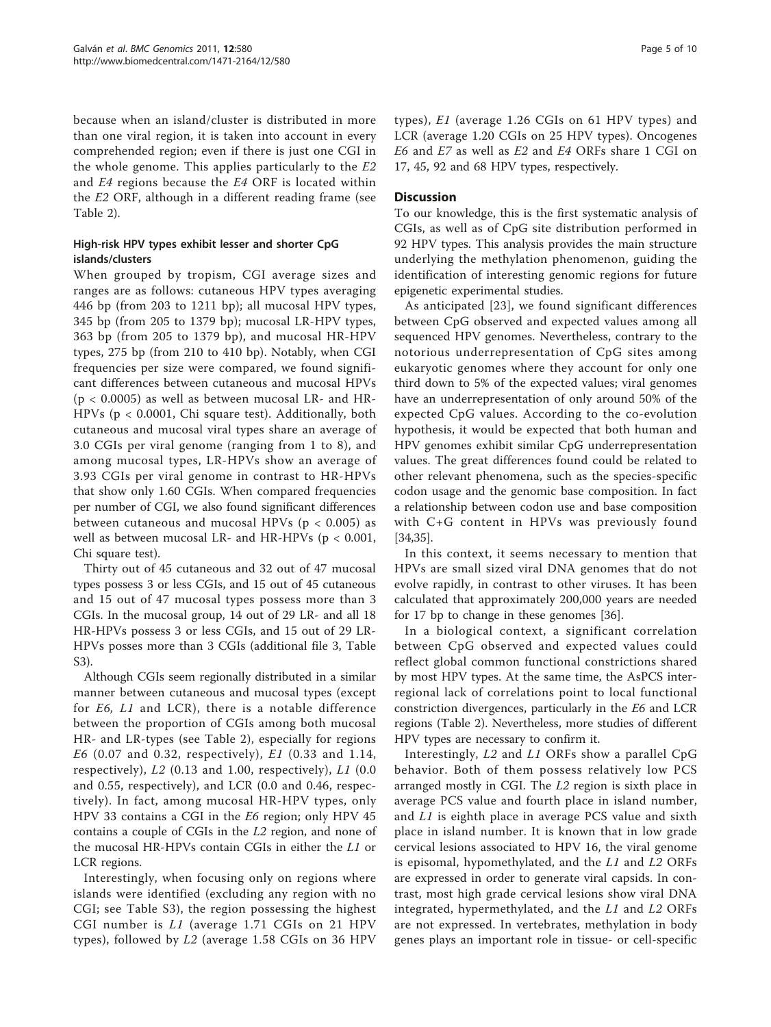because when an island/cluster is distributed in more than one viral region, it is taken into account in every comprehended region; even if there is just one CGI in the whole genome. This applies particularly to the *E2* and *E4* regions because the *E4* ORF is located within the *E2* ORF, although in a different reading frame (see Table 2).

### High-risk HPV types exhibit lesser and shorter CpG islands/clusters

When grouped by tropism, CGI average sizes and ranges are as follows: cutaneous HPV types averaging 446 bp (from 203 to 1211 bp); all mucosal HPV types, 345 bp (from 205 to 1379 bp); mucosal LR-HPV types, 363 bp (from 205 to 1379 bp), and mucosal HR-HPV types, 275 bp (from 210 to 410 bp). Notably, when CGI frequencies per size were compared, we found significant differences between cutaneous and mucosal HPVs ($p < 0.0005$) as well as between mucosal LR- and HR-HPVs ($p < 0.0001$, Chi square test). Additionally, both cutaneous and mucosal viral types share an average of 3.0 CGIs per viral genome (ranging from 1 to 8), and among mucosal types, LR-HPVs show an average of 3.93 CGIs per viral genome in contrast to HR-HPVs that show only 1.60 CGIs. When compared frequencies per number of CGI, we also found significant differences between cutaneous and mucosal HPVs ($p < 0.005$) as well as between mucosal LR- and HR-HPVs ($p < 0.001$, Chi square test).

Thirty out of 45 cutaneous and 32 out of 47 mucosal types possess 3 or less CGIs, and 15 out of 45 cutaneous and 15 out of 47 mucosal types possess more than 3 CGIs. In the mucosal group, 14 out of 29 LR- and all 18 HR-HPVs possess 3 or less CGIs, and 15 out of 29 LR-HPVs posses more than 3 CGIs (additional file 3, Table S3).

Although CGIs seem regionally distributed in a similar manner between cutaneous and mucosal types (except for *E6*, *L1* and LCR), there is a notable difference between the proportion of CGIs among both mucosal HR- and LR-types (see Table 2), especially for regions *E6* (0.07 and 0.32, respectively), *E1* (0.33 and 1.14, respectively), *L2* (0.13 and 1.00, respectively), *L1* (0.0 and 0.55, respectively), and LCR (0.0 and 0.46, respectively). In fact, among mucosal HR-HPV types, only HPV 33 contains a CGI in the *E6* region; only HPV 45 contains a couple of CGIs in the *L2* region, and none of the mucosal HR-HPVs contain CGIs in either the *L1* or LCR regions.

Interestingly, when focusing only on regions where islands were identified (excluding any region with no CGI; see Table S3), the region possessing the highest CGI number is *L1* (average 1.71 CGIs on 21 HPV types), followed by *L2* (average 1.58 CGIs on 36 HPV types), *E1* (average 1.26 CGIs on 61 HPV types) and LCR (average 1.20 CGIs on 25 HPV types). Oncogenes *E6* and *E7* as well as *E2* and *E4* ORFs share 1 CGI on 17, 45, 92 and 68 HPV types, respectively.

## Discussion

To our knowledge, this is the first systematic analysis of CGIs, as well as of CpG site distribution performed in 92 HPV types. This analysis provides the main structure underlying the methylation phenomenon, guiding the identification of interesting genomic regions for future epigenetic experimental studies.

As anticipated [23], we found significant differences between CpG observed and expected values among all sequenced HPV genomes. Nevertheless, contrary to the notorious underrepresentation of CpG sites among eukaryotic genomes where they account for only one third down to 5% of the expected values; viral genomes have an underrepresentation of only around 50% of the expected CpG values. According to the co-evolution hypothesis, it would be expected that both human and HPV genomes exhibit similar CpG underrepresentation values. The great differences found could be related to other relevant phenomena, such as the species-specific codon usage and the genomic base composition. In fact a relationship between codon use and base composition with C+G content in HPVs was previously found [34,35].

In this context, it seems necessary to mention that HPVs are small sized viral DNA genomes that do not evolve rapidly, in contrast to other viruses. It has been calculated that approximately 200,000 years are needed for 17 bp to change in these genomes [36].

In a biological context, a significant correlation between CpG observed and expected values could reflect global common functional constrictions shared by most HPV types. At the same time, the AsPCS inter-regional lack of correlations point to local functional constriction divergences, particularly in the *E6* and LCR regions (Table 2). Nevertheless, more studies of different HPV types are necessary to confirm it.

Interestingly, *L2* and *L1* ORFs show a parallel CpG behavior. Both of them possess relatively low PCS arranged mostly in CGI. The *L2* region is sixth place in average PCS value and fourth place in island number, and *L1* is eighth place in average PCS value and sixth place in island number. It is known that in low grade cervical lesions associated to HPV 16, the viral genome is episomal, hypomethylated, and the *L1* and *L2* ORFs are expressed in order to generate viral capsids. In contrast, most high grade cervical lesions show viral DNA integrated, hypermethylated, and the *L1* and *L2* ORFs are not expressed. In vertebrates, methylation in body genes plays an important role in tissue- or cell-specific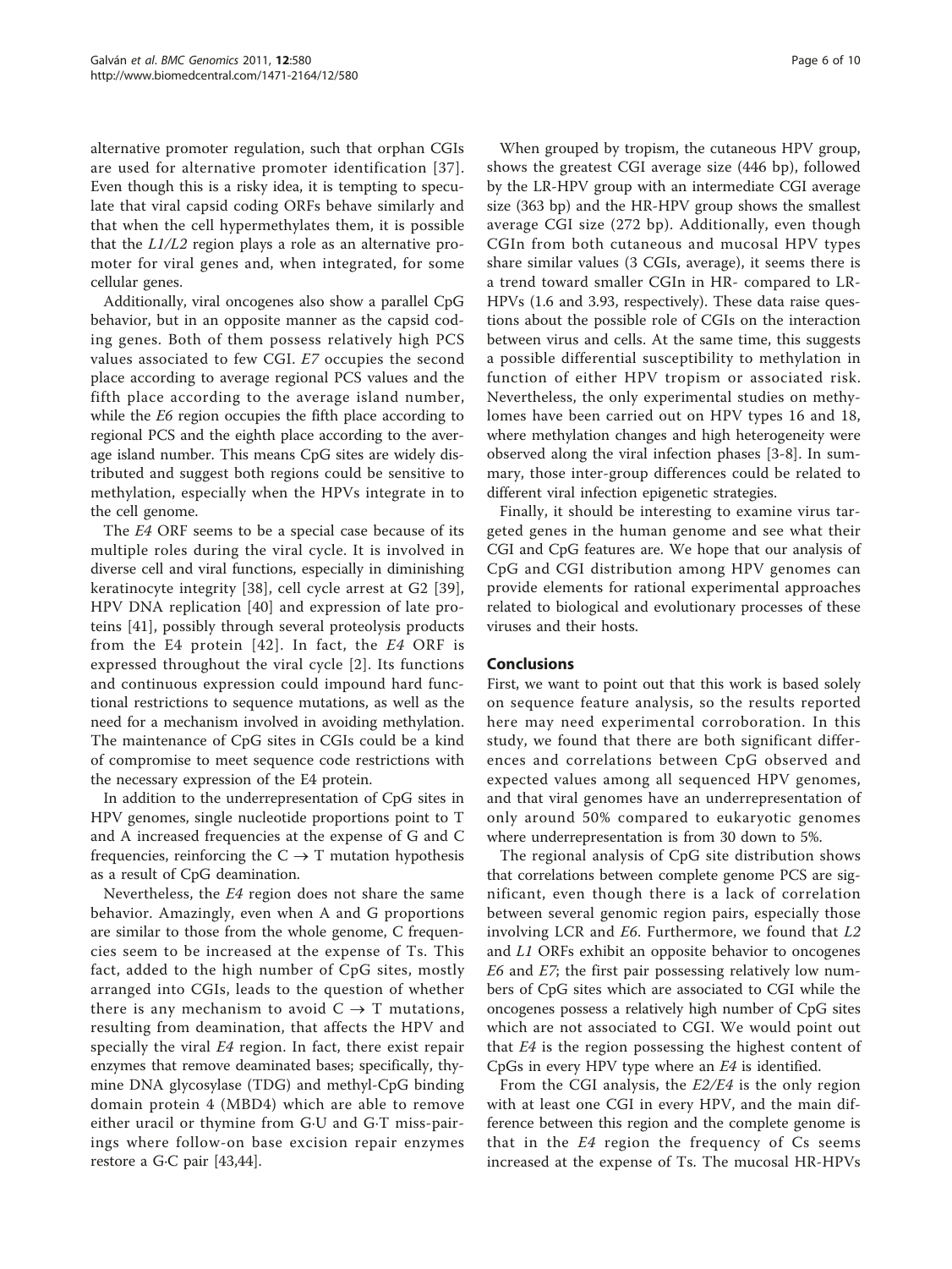alternative promoter regulation, such that orphan CGIs are used for alternative promoter identification [37]. Even though this is a risky idea, it is tempting to speculate that viral capsid coding ORFs behave similarly and that when the cell hypermethylates them, it is possible that the *L1/L2* region plays a role as an alternative promoter for viral genes and, when integrated, for some cellular genes.

Additionally, viral oncogenes also show a parallel CpG behavior, but in an opposite manner as the capsid coding genes. Both of them possess relatively high PCS values associated to few CGI. *E7* occupies the second place according to average regional PCS values and the fifth place according to the average island number, while the *E6* region occupies the fifth place according to regional PCS and the eighth place according to the average island number. This means CpG sites are widely distributed and suggest both regions could be sensitive to methylation, especially when the HPVs integrate in to the cell genome.

The *E4* ORF seems to be a special case because of its multiple roles during the viral cycle. It is involved in diverse cell and viral functions, especially in diminishing keratinocyte integrity [38], cell cycle arrest at G2 [39], HPV DNA replication [40] and expression of late proteins [41], possibly through several proteolysis products from the E4 protein [42]. In fact, the *E4* ORF is expressed throughout the viral cycle [2]. Its functions and continuous expression could impound hard functional restrictions to sequence mutations, as well as the need for a mechanism involved in avoiding methylation. The maintenance of CpG sites in CGIs could be a kind of compromise to meet sequence code restrictions with the necessary expression of the E4 protein.

In addition to the underrepresentation of CpG sites in HPV genomes, single nucleotide proportions point to T and A increased frequencies at the expense of G and C frequencies, reinforcing the $C \rightarrow T$ mutation hypothesis as a result of CpG deamination.

Nevertheless, the *E4* region does not share the same behavior. Amazingly, even when A and G proportions are similar to those from the whole genome, C frequencies seem to be increased at the expense of Ts. This fact, added to the high number of CpG sites, mostly arranged into CGIs, leads to the question of whether there is any mechanism to avoid $C \rightarrow T$ mutations, resulting from deamination, that affects the HPV and specially the viral *E4* region. In fact, there exist repair enzymes that remove deaminated bases; specifically, thymine DNA glycosylase (TDG) and methyl-CpG binding domain protein 4 (MBD4) which are able to remove either uracil or thymine from G·U and G·T miss-pairings where follow-on base excision repair enzymes restore a G·C pair [43,44].

When grouped by tropism, the cutaneous HPV group, shows the greatest CGI average size (446 bp), followed by the LR-HPV group with an intermediate CGI average size (363 bp) and the HR-HPV group shows the smallest average CGI size (272 bp). Additionally, even though CGIn from both cutaneous and mucosal HPV types share similar values (3 CGIs, average), it seems there is a trend toward smaller CGIn in HR- compared to LR-HPVs (1.6 and 3.93, respectively). These data raise questions about the possible role of CGIs on the interaction between virus and cells. At the same time, this suggests a possible differential susceptibility to methylation in function of either HPV tropism or associated risk. Nevertheless, the only experimental studies on methylomes have been carried out on HPV types 16 and 18, where methylation changes and high heterogeneity were observed along the viral infection phases [3-8]. In summary, those inter-group differences could be related to different viral infection epigenetic strategies.

Finally, it should be interesting to examine virus targeted genes in the human genome and see what their CGI and CpG features are. We hope that our analysis of CpG and CGI distribution among HPV genomes can provide elements for rational experimental approaches related to biological and evolutionary processes of these viruses and their hosts.

## Conclusions

First, we want to point out that this work is based solely on sequence feature analysis, so the results reported here may need experimental corroboration. In this study, we found that there are both significant differences and correlations between CpG observed and expected values among all sequenced HPV genomes, and that viral genomes have an underrepresentation of only around 50% compared to eukaryotic genomes where underrepresentation is from 30 down to 5%.

The regional analysis of CpG site distribution shows that correlations between complete genome PCS are significant, even though there is a lack of correlation between several genomic region pairs, especially those involving LCR and *E6*. Furthermore, we found that *L2* and *L1* ORFs exhibit an opposite behavior to oncogenes *E6* and *E7*; the first pair possessing relatively low numbers of CpG sites which are associated to CGI while the oncogenes possess a relatively high number of CpG sites which are not associated to CGI. We would point out that *E4* is the region possessing the highest content of CpGs in every HPV type where an *E4* is identified.

From the CGI analysis, the *E2/E4* is the only region with at least one CGI in every HPV, and the main difference between this region and the complete genome is that in the *E4* region the frequency of Cs seems increased at the expense of Ts. The mucosal HR-HPVs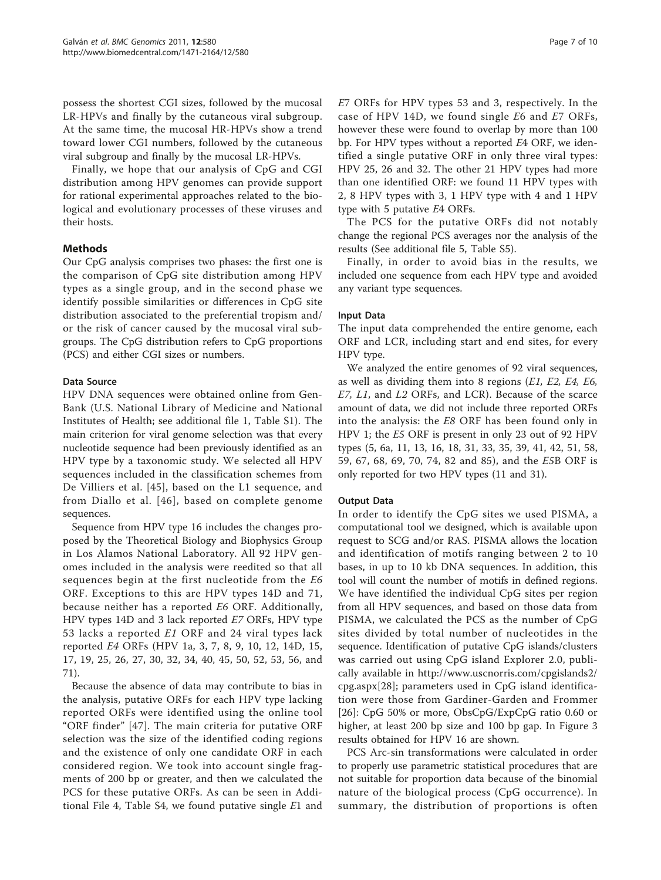possess the shortest CGI sizes, followed by the mucosal LR-HPVs and finally by the cutaneous viral subgroup. At the same time, the mucosal HR-HPVs show a trend toward lower CGI numbers, followed by the cutaneous viral subgroup and finally by the mucosal LR-HPVs.

Finally, we hope that our analysis of CpG and CGI distribution among HPV genomes can provide support for rational experimental approaches related to the biological and evolutionary processes of these viruses and their hosts.

## Methods

Our CpG analysis comprises two phases: the first one is the comparison of CpG site distribution among HPV types as a single group, and in the second phase we identify possible similarities or differences in CpG site distribution associated to the preferential tropism and/or the risk of cancer caused by the mucosal viral subgroups. The CpG distribution refers to CpG proportions (PCS) and either CGI sizes or numbers.

### Data Source

HPV DNA sequences were obtained online from GenBank (U.S. National Library of Medicine and National Institutes of Health; see additional file 1, Table S1). The main criterion for viral genome selection was that every nucleotide sequence had been previously identified as an HPV type by a taxonomic study. We selected all HPV sequences included in the classification schemes from De Villiers et al. [45], based on the L1 sequence, and from Diallo et al. [46], based on complete genome sequences.

Sequence from HPV type 16 includes the changes proposed by the Theoretical Biology and Biophysics Group in Los Alamos National Laboratory. All 92 HPV genomes included in the analysis were reedited so that all sequences begin at the first nucleotide from the *E6* ORF. Exceptions to this are HPV types 14D and 71, because neither has a reported *E6* ORF. Additionally, HPV types 14D and 3 lack reported *E7* ORFs, HPV type 53 lacks a reported *E1* ORF and 24 viral types lack reported *E4* ORFs (HPV 1a, 3, 7, 8, 9, 10, 12, 14D, 15, 17, 19, 25, 26, 27, 30, 32, 34, 40, 45, 50, 52, 53, 56, and 71).

Because the absence of data may contribute to bias in the analysis, putative ORFs for each HPV type lacking reported ORFs were identified using the online tool "ORF finder" [47]. The main criteria for putative ORF selection was the size of the identified coding regions and the existence of only one candidate ORF in each considered region. We took into account single fragments of 200 bp or greater, and then we calculated the PCS for these putative ORFs. As can be seen in Additional File 4, Table S4, we found putative single *E1* and *E7* ORFs for HPV types 53 and 3, respectively. In the case of HPV 14D, we found single *E6* and *E7* ORFs, however these were found to overlap by more than 100 bp. For HPV types without a reported *E4* ORF, we identified a single putative ORF in only three viral types: HPV 25, 26 and 32. The other 21 HPV types had more than one identified ORF: we found 11 HPV types with 2, 8 HPV types with 3, 1 HPV type with 4 and 1 HPV type with 5 putative *E4* ORFs.

The PCS for the putative ORFs did not notably change the regional PCS averages nor the analysis of the results (See additional file 5, Table S5).

Finally, in order to avoid bias in the results, we included one sequence from each HPV type and avoided any variant type sequences.

### Input Data

The input data comprehended the entire genome, each ORF and LCR, including start and end sites, for every HPV type.

We analyzed the entire genomes of 92 viral sequences, as well as dividing them into 8 regions (*E1, E2, E4, E6, E7, L1*, and *L2* ORFs, and LCR). Because of the scarce amount of data, we did not include three reported ORFs into the analysis: the *E8* ORF has been found only in HPV 1; the *E5* ORF is present in only 23 out of 92 HPV types (5, 6a, 11, 13, 16, 18, 31, 33, 35, 39, 41, 42, 51, 58, 59, 67, 68, 69, 70, 74, 82 and 85), and the *E5*B ORF is only reported for two HPV types (11 and 31).

### Output Data

In order to identify the CpG sites we used PISMA, a computational tool we designed, which is available upon request to SCG and/or RAS. PISMA allows the location and identification of motifs ranging between 2 to 10 bases, in up to 10 kb DNA sequences. In addition, this tool will count the number of motifs in defined regions. We have identified the individual CpG sites per region from all HPV sequences, and based on those data from PISMA, we calculated the PCS as the number of CpG sites divided by total number of nucleotides in the sequence. Identification of putative CpG islands/clusters was carried out using CpG island Explorer 2.0, publically available in http://www.uscnorris.com/cpgislands2/cpg.aspx[28]; parameters used in CpG island identification were those from Gardiner-Garden and Frommer [26]: CpG 50% or more, ObsCpG/ExpCpG ratio 0.60 or higher, at least 200 bp size and 100 bp gap. In Figure 3 results obtained for HPV 16 are shown.

PCS Arc-sin transformations were calculated in order to properly use parametric statistical procedures that are not suitable for proportion data because of the binomial nature of the biological process (CpG occurrence). In summary, the distribution of proportions is often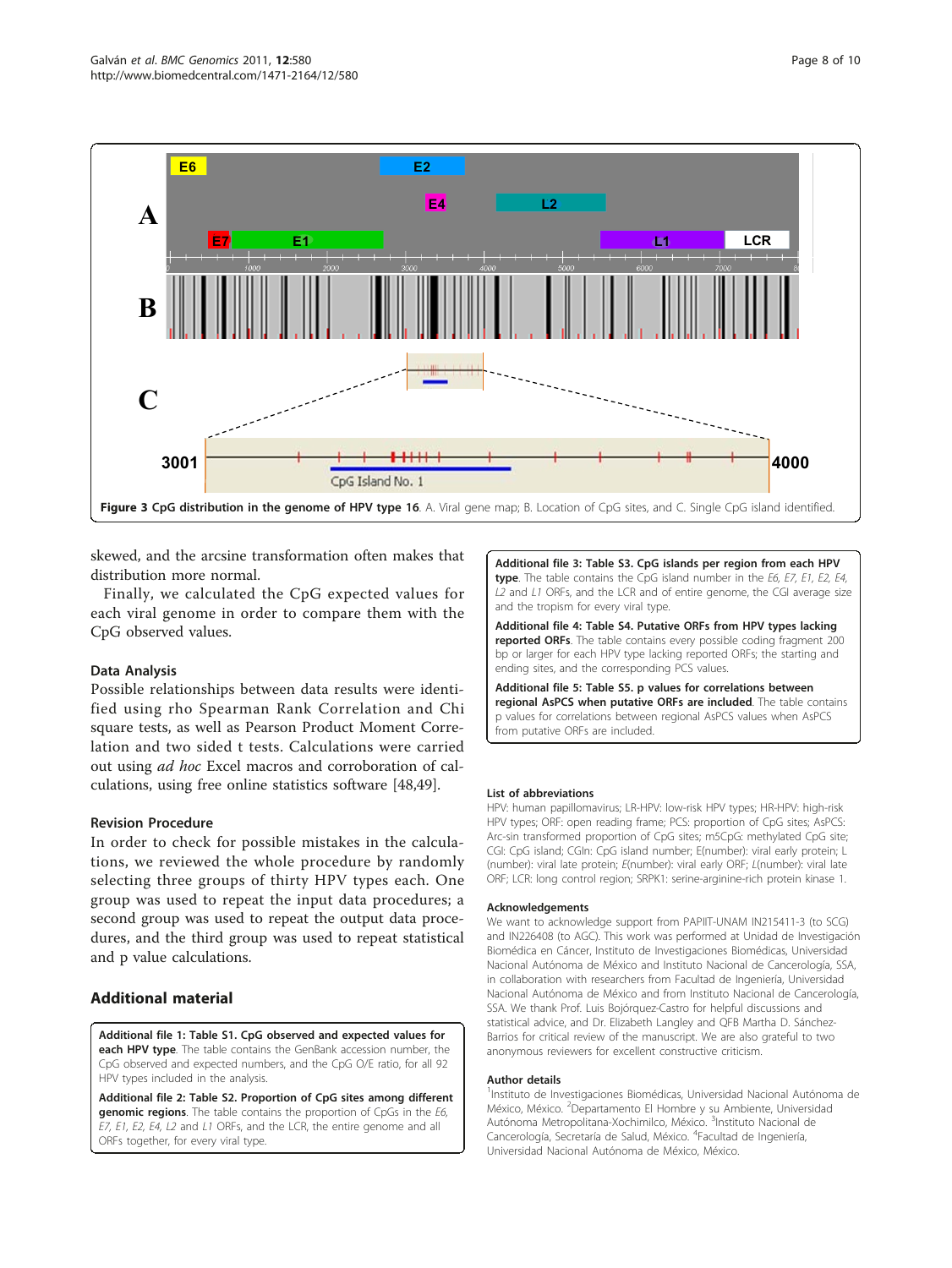Figure 3 CpG distribution in the genome of HPV type 16. A. Viral gene map; B. Location of CpG sites, and C. Single CpG island identified.

skewed, and the arcsine transformation often makes that distribution more normal.

Finally, we calculated the CpG expected values for each viral genome in order to compare them with the CpG observed values.

### Data Analysis

Possible relationships between data results were identified using rho Spearman Rank Correlation and Chi square tests, as well as Pearson Product Moment Correlation and two sided t tests. Calculations were carried out using *ad hoc* Excel macros and corroboration of calculations, using free online statistics software [48,49].

### Revision Procedure

In order to check for possible mistakes in the calculations, we reviewed the whole procedure by randomly selecting three groups of thirty HPV types each. One group was used to repeat the input data procedures; a second group was used to repeat the output data procedures, and the third group was used to repeat statistical and p value calculations.

## Additional material

**Additional file 1: Table S1. CpG observed and expected values for each HPV type**. The table contains the GenBank accession number, the CpG observed and expected numbers, and the CpG O/E ratio, for all 92 HPV types included in the analysis.

**Additional file 2: Table S2. Proportion of CpG sites among different genomic regions**. The table contains the proportion of CpGs in the *E6*, *E7*, *E1*, *E2*, *E4*, *L2* and *L1* ORFs, and the LCR, the entire genome and all ORFs together, for every viral type.

**Additional file 3: Table S3. CpG islands per region from each HPV type**. The table contains the CpG island number in the *E6*, *E7*, *E1*, *E2*, *E4*, *L2* and *L1* ORFs, and the LCR and of entire genome, the CGI average size and the tropism for every viral type.

**Additional file 4: Table S4. Putative ORFs from HPV types lacking reported ORFs**. The table contains every possible coding fragment 200 bp or larger for each HPV type lacking reported ORFs; the starting and ending sites, and the corresponding PCS values.

**Additional file 5: Table S5. p values for correlations between regional AsPCS when putative ORFs are included**. The table contains p values for correlations between regional AsPCS values when AsPCS from putative ORFs are included.

### List of abbreviations

HPV: human papillomavirus; LR-HPV: low-risk HPV types; HR-HPV: high-risk HPV types; ORF: open reading frame; PCS: proportion of CpG sites; AsPCS: Arc-sin transformed proportion of CpG sites; m5CpG: methylated CpG site; CGI: CpG island; CGIn: CpG island number; E(number): viral early protein; L (number): viral late protein; *E*(number): viral early ORF; *L*(number): viral late ORF; LCR: long control region; SRPK1: serine-arginine-rich protein kinase 1.

### Acknowledgements

We want to acknowledge support from PAPIIT-UNAM IN215411-3 (to SCG) and IN226408 (to AGC). This work was performed at Unidad de Investigación Biomédica en Cáncer, Instituto de Investigaciones Biomédicas, Universidad Nacional Autónoma de México and Instituto Nacional de Cancerología, SSA, in collaboration with researchers from Facultad de Ingeniería, Universidad Nacional Autónoma de México and from Instituto Nacional de Cancerología, SSA. We thank Prof. Luis Bojórquez-Castro for helpful discussions and statistical advice, and Dr. Elizabeth Langley and QFB Martha D. Sánchez-Barrios for critical review of the manuscript. We are also grateful to two anonymous reviewers for excellent constructive criticism.

### Author details

[1]Instituto de Investigaciones Biomédicas, Universidad Nacional Autónoma de México, México. [2]Departamento El Hombre y su Ambiente, Universidad Autónoma Metropolitana-Xochimilco, México. [3]Instituto Nacional de Cancerología, Secretaría de Salud, México. [4]Facultad de Ingeniería, Universidad Nacional Autónoma de México, México.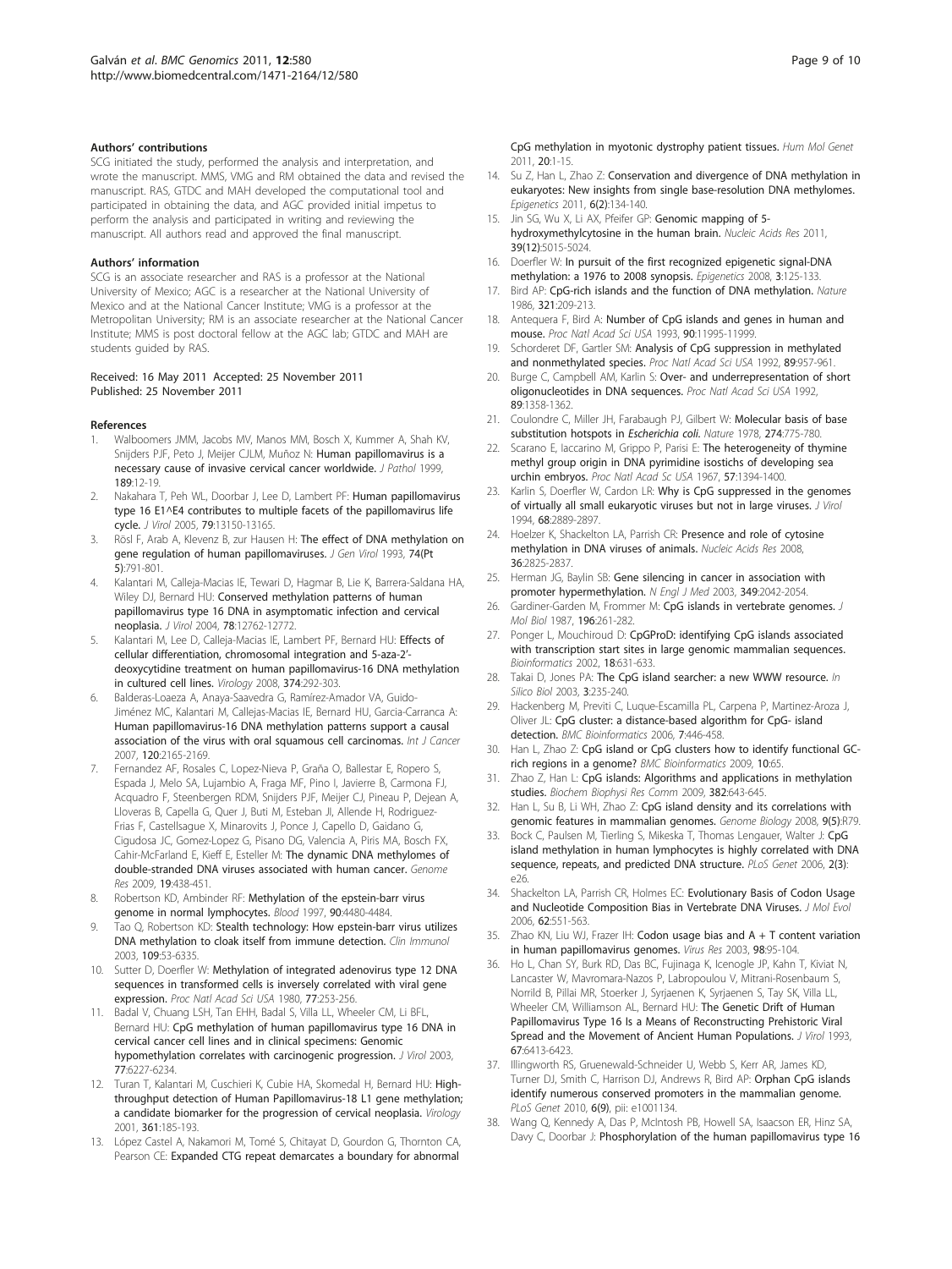#### Authors' contributions

SCG initiated the study, performed the analysis and interpretation, and wrote the manuscript. MMS, VMG and RM obtained the data and revised the manuscript. RAS, GTDC and MAH developed the computational tool and participated in obtaining the data, and AGC provided initial impetus to perform the analysis and participated in writing and reviewing the manuscript. All authors read and approved the final manuscript.

#### Authors' information

SCG is an associate researcher and RAS is a professor at the National University of Mexico; AGC is a researcher at the National University of Mexico and at the National Cancer Institute; VMG is a professor at the Metropolitan University; RM is an associate researcher at the National Cancer Institute; MMS is post doctoral fellow at the AGC lab; GTDC and MAH are students guided by RAS.

Received: 16 May 2011 Accepted: 25 November 2011
Published: 25 November 2011

#### References

1. Walboomers JMM, Jacobs MV, Manos MM, Bosch X, Kummer A, Shah KV, Snijders PJF, Peto J, Meijer CJLM, Muñoz N: Human papillomavirus is a necessary cause of invasive cervical cancer worldwide. *J Pathol* 1999, 189:12-19.
2. Nakahara T, Peh WL, Doorbar J, Lee D, Lambert PF: Human papillomavirus type 16 E1^E4 contributes to multiple facets of the papillomavirus life cycle. *J Virol* 2005, 79:13150-13165.
3. Rösl F, Arab A, Klevenz B, zur Hausen H: The effect of DNA methylation on gene regulation of human papillomaviruses. *J Gen Virol* 1993, 74(Pt 5):791-801.
4. Kalantari M, Calleja-Macias IE, Tewari D, Hagmar B, Lie K, Barrera-Saldana HA, Wiley DJ, Bernard HU: Conserved methylation patterns of human papillomavirus type 16 DNA in asymptomatic infection and cervical neoplasia. *J Virol* 2004, 78:12762-12772.
5. Kalantari M, Lee D, Calleja-Macias IE, Lambert PF, Bernard HU: Effects of cellular differentiation, chromosomal integration and 5-aza-2'-deoxycytidine treatment on human papillomavirus-16 DNA methylation in cultured cell lines. *Virology* 2008, 374:292-303.
6. Balderas-Loaeza A, Anaya-Saavedra G, Ramírez-Amador VA, Guido-Jiménez MC, Kalantari M, Calleja-Macias IE, Bernard HU, Garcia-Carranca A: Human papillomavirus-16 DNA methylation patterns support a causal association of the virus with oral squamous cell carcinomas. *Int J Cancer* 2007, 120:2165-2169.
7. Fernandez AF, Rosales C, Lopez-Nieva P, Graña O, Ballestar E, Ropero S, Espada J, Melo SA, Lujambio A, Fraga MF, Pino I, Javierre B, Carmona FJ, Acquadro F, Steenbergen RDM, Snijders PJF, Meijer CJ, Pineau P, Dejean A, Lloveras B, Capella G, Quer J, Buti M, Esteban JI, Allende H, Rodriguez-Frias F, Castellsague X, Minarovits J, Ponce J, Capello D, Gaidano G, Cigudosa JC, Gomez-Lopez G, Pisano DG, Valencia A, Piris MA, Bosch FX, Cahir-McFarland E, Kieff E, Esteller M: The dynamic DNA methylomes of double-stranded DNA viruses associated with human cancer. *Genome Res* 2009, 19:438-451.
8. Robertson KD, Ambinder RF: Methylation of the epstein-barr virus genome in normal lymphocytes. *Blood* 1997, 90:4480-4484.
9. Tao Q, Robertson KD: Stealth technology: How epstein-barr virus utilizes DNA methylation to cloak itself from immune detection. *Clin Immunol* 2003, 109:53-6335.
10. Sutter D, Doerfler W: Methylation of integrated adenovirus type 12 DNA sequences in transformed cells is inversely correlated with viral gene expression. *Proc Natl Acad Sci USA* 1980, 77:253-256.
11. Badal V, Chuang LSH, Tan EHH, Badal S, Villa LL, Wheeler CM, Li BFL, Bernard HU: CpG methylation of human papillomavirus type 16 DNA in cervical cancer cell lines and in clinical specimens: Genomic hypomethylation correlates with carcinogenic progression. *J Virol* 2003, 77:6227-6234.
12. Turan T, Kalantari M, Cuschieri K, Cubie HA, Skomedal H, Bernard HU: High-throughput detection of Human Papillomavirus-18 L1 gene methylation; a candidate biomarker for the progression of cervical neoplasia. *Virology* 2001, 361:185-193.
13. López Castel A, Nakamori M, Tomé S, Chitayat D, Gourdon G, Thornton CA, Pearson CE: Expanded CTG repeat demarcates a boundary for abnormal CpG methylation in myotonic dystrophy patient tissues. *Hum Mol Genet* 2011, 20:1-15.
14. Su Z, Han L, Zhao Z: Conservation and divergence of DNA methylation in eukaryotes: New insights from single base-resolution DNA methylomes. *Epigenetics* 2011, 6(2):134-140.
15. Jin SG, Wu X, Li AX, Pfeifer GP: Genomic mapping of 5-hydroxymethylcytosine in the human brain. *Nucleic Acids Res* 2011, 39(12):5015-5024.
16. Doerfler W: In pursuit of the first recognized epigenetic signal-DNA methylation: a 1976 to 2008 synopsis. *Epigenetics* 2008, 3:125-133.
17. Bird AP: CpG-rich islands and the function of DNA methylation. *Nature* 1986, 321:209-213.
18. Antequera F, Bird A: Number of CpG islands and genes in human and mouse. *Proc Natl Acad Sci USA* 1993, 90:11995-11999.
19. Schorderet DF, Gartler SM: Analysis of CpG suppression in methylated and nonmethylated species. *Proc Natl Acad Sci USA* 1992, 89:957-961.
20. Burge C, Campbell AM, Karlin S: Over- and underrepresentation of short oligonucleotides in DNA sequences. *Proc Natl Acad Sci USA* 1992, 89:1358-1362.
21. Coulondre C, Miller JH, Farabaugh PJ, Gilbert W: Molecular basis of base substitution hotspots in *Escherichia coli*. *Nature* 1978, 274:775-780.
22. Scarano E, Iaccarino M, Grippo P, Parisi E: The heterogeneity of thymine methyl group origin in DNA pyrimidine isostichs of developing sea urchin embryos. *Proc Natl Acad Sc USA* 1967, 57:1394-1400.
23. Karlin S, Doerfler W, Cardon LR: Why is CpG suppressed in the genomes of virtually all small eukaryotic viruses but not in large viruses. *J Virol* 1994, 68:2889-2897.
24. Hoelzer K, Shackelton LA, Parrish CR: Presence and role of cytosine methylation in DNA viruses of animals. *Nucleic Acids Res* 2008, 36:2825-2837.
25. Herman JG, Baylin SB: Gene silencing in cancer in association with promoter hypermethylation. *N Engl J Med* 2003, 349:2042-2054.
26. Gardiner-Garden M, Frommer M: CpG islands in vertebrate genomes. *J Mol Biol* 1987, 196:261-282.
27. Ponger L, Mouchiroud D: CpGProD: identifying CpG islands associated with transcription start sites in large genomic mammalian sequences. *Bioinformatics* 2002, 18:631-633.
28. Takai D, Jones PA: The CpG island searcher: a new WWW resource. *In Silico Biol* 2003, 3:235-240.
29. Hackenberg M, Previti C, Luque-Escamilla PL, Carpena P, Martinez-Aroza J, Oliver JL: CpG cluster: a distance-based algorithm for CpG- island detection. *BMC Bioinformatics* 2006, 7:446-458.
30. Han L, Zhao Z: CpG island or CpG clusters how to identify functional GC-rich regions in a genome? *BMC Bioinformatics* 2009, 10:65.
31. Zhao Z, Han L: CpG islands: Algorithms and applications in methylation studies. *Biochem Biophysi Res Comm* 2009, 382:643-645.
32. Han L, Su B, Li WH, Zhao Z: CpG island density and its correlations with genomic features in mammalian genomes. *Genome Biology* 2008, 9(5):R79.
33. Bock C, Paulsen M, Tierling S, Mikeska T, Thomas Lengauer, Walter J: CpG island methylation in human lymphocytes is highly correlated with DNA sequence, repeats, and predicted DNA structure. *PLoS Genet* 2006, 2(3): e26.
34. Shackelton LA, Parrish CR, Holmes EC: Evolutionary Basis of Codon Usage and Nucleotide Composition Bias in Vertebrate DNA Viruses. *J Mol Evol* 2006, 62:551-563.
35. Zhao KN, Liu WJ, Frazer IH: Codon usage bias and A + T content variation in human papillomavirus genomes. *Virus Res* 2003, 98:95-104.
36. Ho L, Chan SY, Burk RD, Das BC, Fujinaga K, Icenogle JP, Kahn T, Kiviat N, Lancaster W, Mavromara-Nazos P, Labropoulou V, Mitrani-Rosenbaum S, Norrild B, Pillai MR, Stoerker J, Syrjaenen K, Syrjaenen S, Tay SK, Villa LL, Wheeler CM, Williamson AL, Bernard HU: The Genetic Drift of Human Papillomavirus Type 16 Is a Means of Reconstructing Prehistoric Viral Spread and the Movement of Ancient Human Populations. *J Virol* 1993, 67:6413-6423.
37. Illingworth RS, Gruenewald-Schneider U, Webb S, Kerr AR, James KD, Turner DJ, Smith C, Harrison DJ, Andrews R, Bird AP: Orphan CpG islands identify numerous conserved promoters in the mammalian genome. *PLoS Genet* 2010, 6(9), pii: e1001134.
38. Wang Q, Kennedy A, Das P, McIntosh PB, Howell SA, Isaacson ER, Hinz SA, Davy C, Doorbar J: Phosphorylation of the human papillomavirus type 16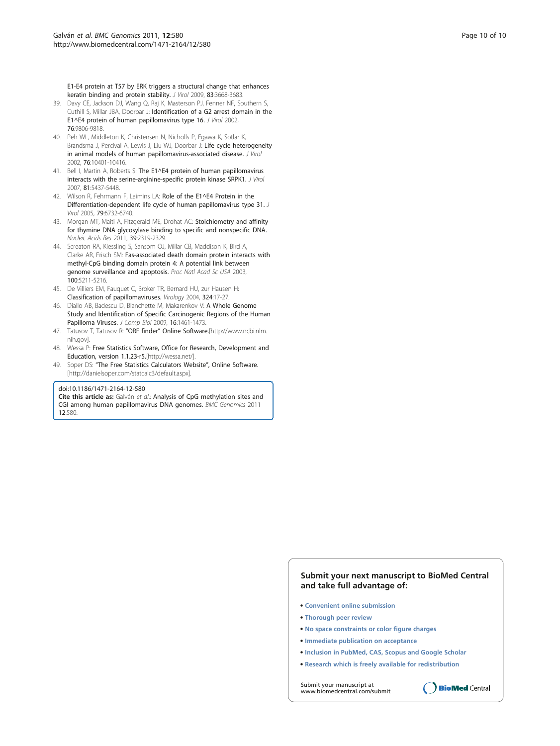E1-E4 protein at T57 by ERK triggers a structural change that enhances keratin binding and protein stability. *J Virol* 2009, **83**:3668-3683.

39. Davy CE, Jackson DJ, Wang Q, Raj K, Masterson PJ, Fenner NF, Southern S, Cuthill S, Millar JBA, Doorbar J: Identification of a G2 arrest domain in the E1^E4 protein of human papillomavirus type 16. *J Virol* 2002, **76**:9806-9818.
40. Peh WL, Middleton K, Christensen N, Nicholls P, Egawa K, Sotlar K, Brandsma J, Percival A, Lewis J, Liu WJ, Doorbar J: Life cycle heterogeneity in animal models of human papillomavirus-associated disease. *J Virol* 2002, **76**:10401-10416.
41. Bell I, Martin A, Roberts S: The E1^E4 protein of human papillomavirus interacts with the serine-arginine-specific protein kinase SRPK1. *J Virol* 2007, **81**:5437-5448.
42. Wilson R, Fehrmann F, Laimins LA: Role of the E1^E4 Protein in the Differentiation-dependent life cycle of human papillomavirus type 31. *J Virol* 2005, **79**:6732-6740.
43. Morgan MT, Maiti A, Fitzgerald ME, Drohat AC: Stoichiometry and affinity for thymine DNA glycosylase binding to specific and nonspecific DNA. *Nucleic Acids Res* 2011, **39**:2319-2329.
44. Screaton RA, Kiessling S, Sansom OJ, Millar CB, Maddison K, Bird A, Clarke AR, Frisch SM: Fas-associated death domain protein interacts with methyl-CpG binding domain protein 4: A potential link between genome surveillance and apoptosis. *Proc Natl Acad Sc USA* 2003, **100**:5211-5216.
45. De Villiers EM, Fauquet C, Broker TR, Bernard HU, zur Hausen H: Classification of papillomaviruses. *Virology* 2004, **324**:17-27.
46. Diallo AB, Badescu D, Blanchette M, Makarenkov V: A Whole Genome Study and Identification of Specific Carcinogenic Regions of the Human Papilloma Viruses. *J Comp Biol* 2009, **16**:1461-1473.
47. Tatusov T, Tatusov R: "ORF finder" Online Software.[http://www.ncbi.nlm.nih.gov].
48. Wessa P: Free Statistics Software, Office for Research, Development and Education, version 1.1.23-r5.[http://wessa.net/].
49. Soper DS: "The Free Statistics Calculators Website", Online Software. [http://danielsoper.com/statcalc3/default.aspx].

doi:10.1186/1471-2164-12-580
**Cite this article as:** Galván *et al.*: Analysis of CpG methylation sites and CGI among human papillomavirus DNA genomes. *BMC Genomics* 2011 12:580.

**Submit your next manuscript to BioMed Central and take full advantage of:**

- Convenient online submission
- Thorough peer review
- No space constraints or color figure charges
- Immediate publication on acceptance
- Inclusion in PubMed, CAS, Scopus and Google Scholar
- Research which is freely available for redistribution

Submit your manuscript at www.biomedcentral.com/submit

BioMed Central